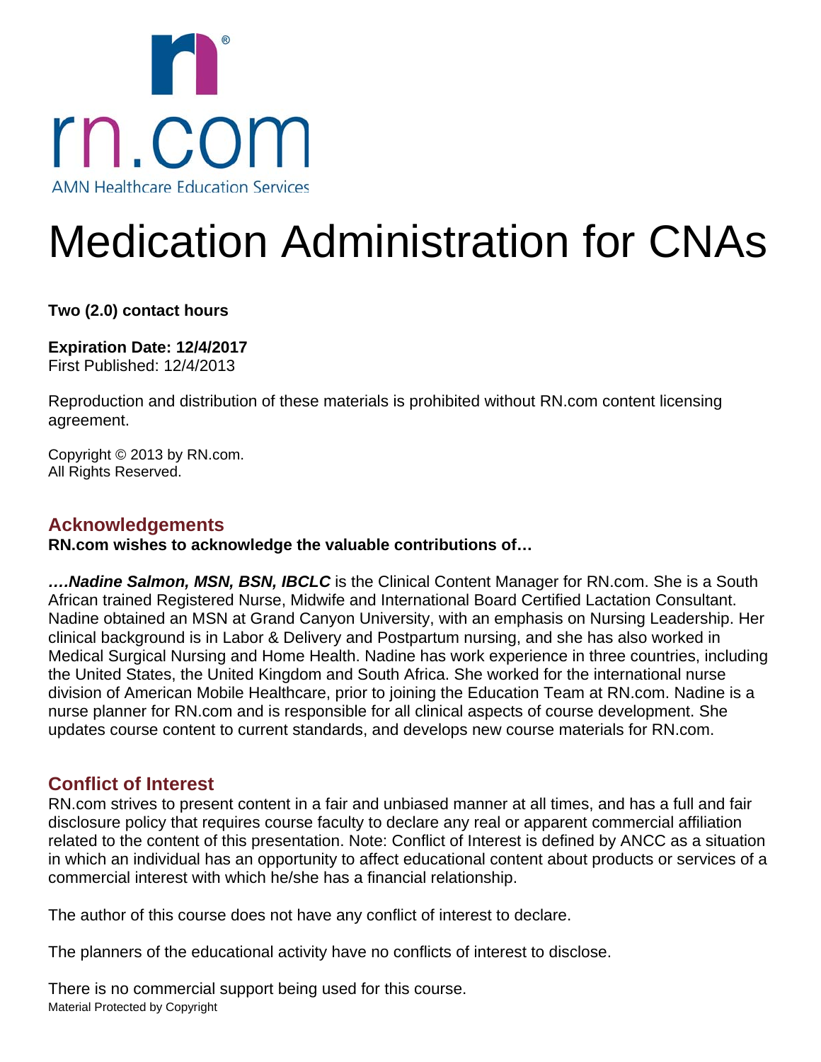rn.com

AMN Healthcare Education Services

# Medication Administration for CNAs

**Two (2.0) contact hours**

**Expiration Date: 12/4/2017**
First Published: 12/4/2013

Reproduction and distribution of these materials is prohibited without RN.com content licensing agreement.

Copyright © 2013 by RN.com.
All Rights Reserved.

## Acknowledgements

**RN.com wishes to acknowledge the valuable contributions of…**

***….Nadine Salmon, MSN, BSN, IBCLC*** is the Clinical Content Manager for RN.com. She is a South African trained Registered Nurse, Midwife and International Board Certified Lactation Consultant. Nadine obtained an MSN at Grand Canyon University, with an emphasis on Nursing Leadership. Her clinical background is in Labor & Delivery and Postpartum nursing, and she has also worked in Medical Surgical Nursing and Home Health. Nadine has work experience in three countries, including the United States, the United Kingdom and South Africa. She worked for the international nurse division of American Mobile Healthcare, prior to joining the Education Team at RN.com. Nadine is a nurse planner for RN.com and is responsible for all clinical aspects of course development. She updates course content to current standards, and develops new course materials for RN.com.

## Conflict of Interest

RN.com strives to present content in a fair and unbiased manner at all times, and has a full and fair disclosure policy that requires course faculty to declare any real or apparent commercial affiliation related to the content of this presentation. Note: Conflict of Interest is defined by ANCC as a situation in which an individual has an opportunity to affect educational content about products or services of a commercial interest with which he/she has a financial relationship.

The author of this course does not have any conflict of interest to declare.

The planners of the educational activity have no conflicts of interest to disclose.

There is no commercial support being used for this course.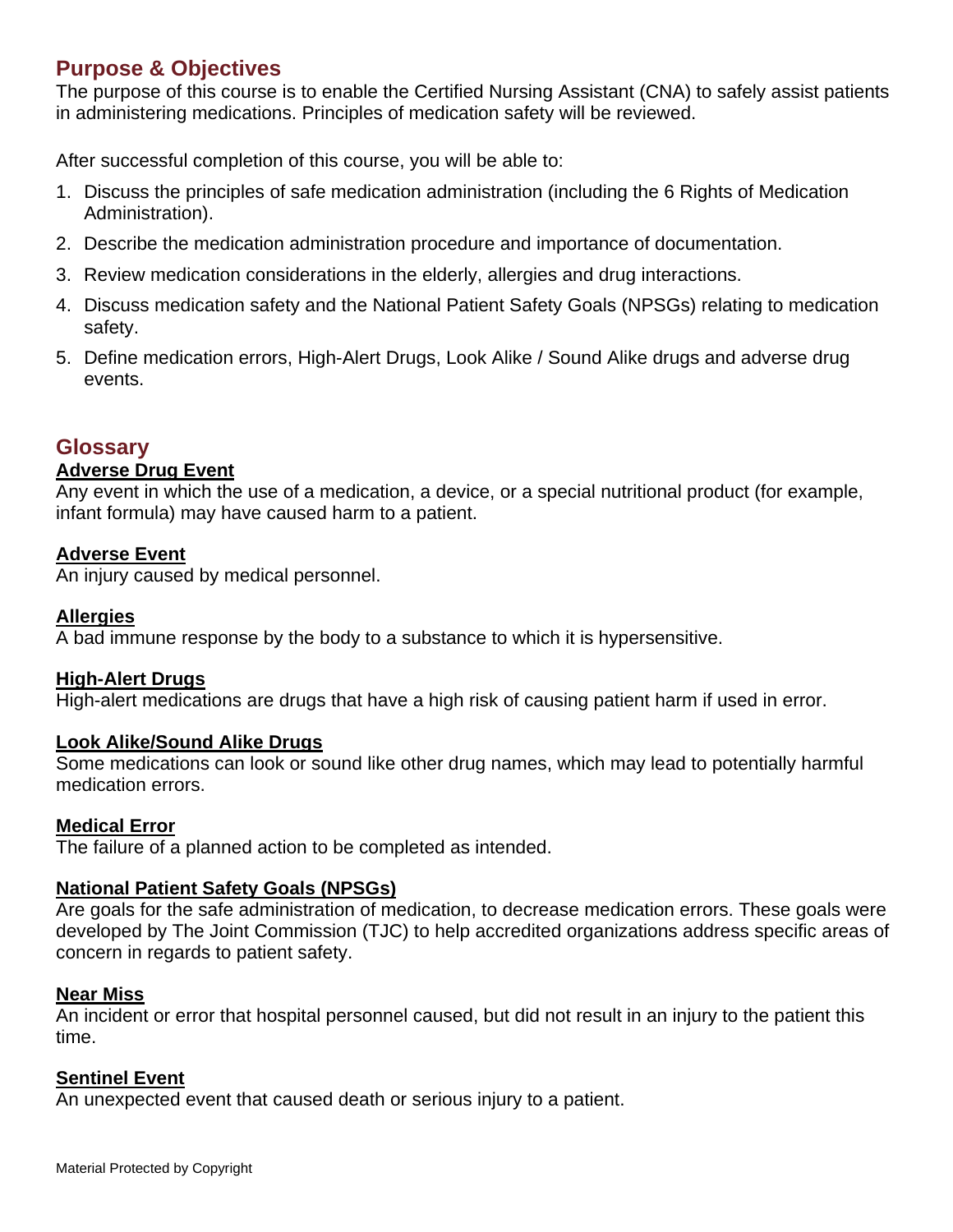## Purpose & Objectives

The purpose of this course is to enable the Certified Nursing Assistant (CNA) to safely assist patients in administering medications. Principles of medication safety will be reviewed.

After successful completion of this course, you will be able to:

1. Discuss the principles of safe medication administration (including the 6 Rights of Medication Administration).
2. Describe the medication administration procedure and importance of documentation.
3. Review medication considerations in the elderly, allergies and drug interactions.
4. Discuss medication safety and the National Patient Safety Goals (NPSGs) relating to medication safety.
5. Define medication errors, High-Alert Drugs, Look Alike / Sound Alike drugs and adverse drug events.

## Glossary

**Adverse Drug Event**
Any event in which the use of a medication, a device, or a special nutritional product (for example, infant formula) may have caused harm to a patient.

**Adverse Event**
An injury caused by medical personnel.

**Allergies**
A bad immune response by the body to a substance to which it is hypersensitive.

**High-Alert Drugs**
High-alert medications are drugs that have a high risk of causing patient harm if used in error.

**Look Alike/Sound Alike Drugs**
Some medications can look or sound like other drug names, which may lead to potentially harmful medication errors.

**Medical Error**
The failure of a planned action to be completed as intended.

**National Patient Safety Goals (NPSGs)**
Are goals for the safe administration of medication, to decrease medication errors. These goals were developed by The Joint Commission (TJC) to help accredited organizations address specific areas of concern in regards to patient safety.

**Near Miss**
An incident or error that hospital personnel caused, but did not result in an injury to the patient this time.

**Sentinel Event**
An unexpected event that caused death or serious injury to a patient.

Material Protected by Copyright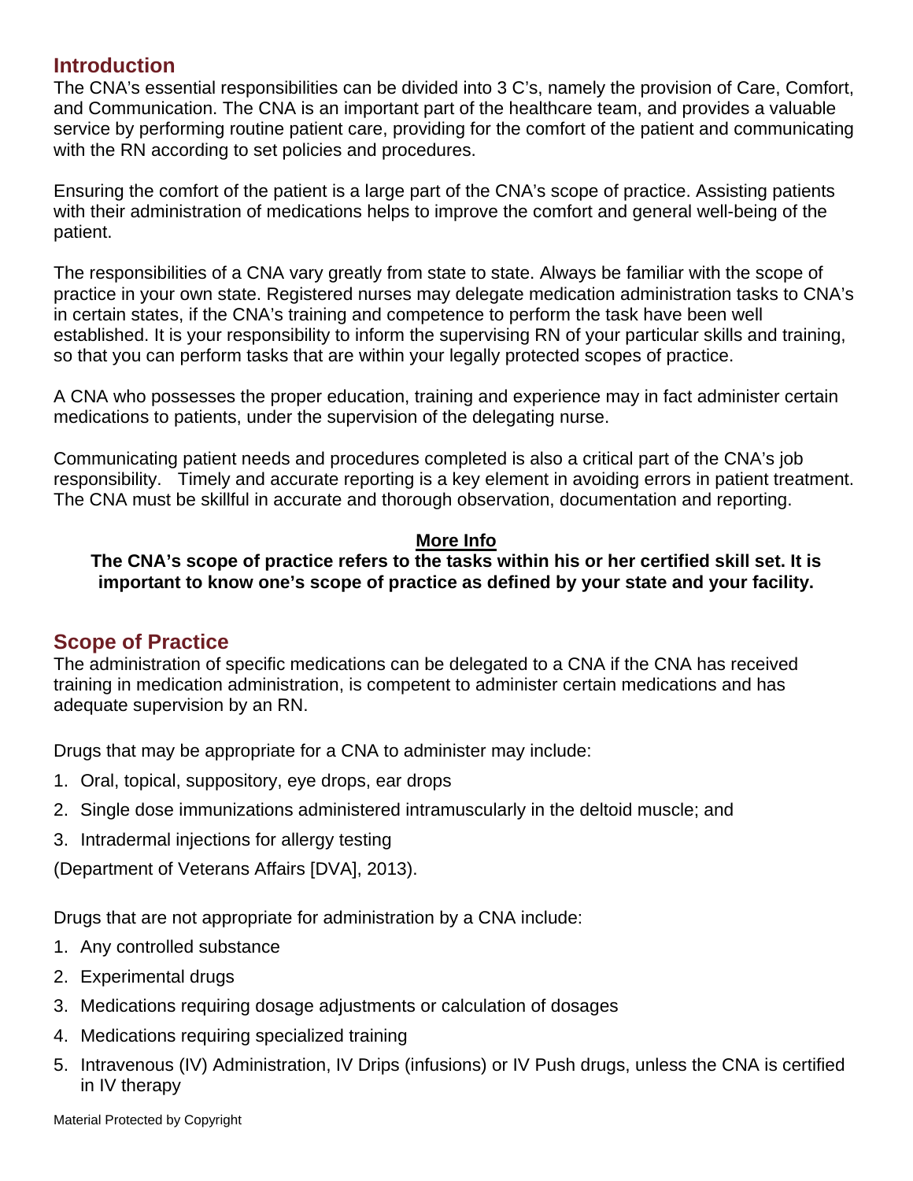## Introduction

The CNA's essential responsibilities can be divided into 3 C's, namely the provision of Care, Comfort, and Communication. The CNA is an important part of the healthcare team, and provides a valuable service by performing routine patient care, providing for the comfort of the patient and communicating with the RN according to set policies and procedures.

Ensuring the comfort of the patient is a large part of the CNA's scope of practice. Assisting patients with their administration of medications helps to improve the comfort and general well-being of the patient.

The responsibilities of a CNA vary greatly from state to state. Always be familiar with the scope of practice in your own state. Registered nurses may delegate medication administration tasks to CNA's in certain states, if the CNA's training and competence to perform the task have been well established. It is your responsibility to inform the supervising RN of your particular skills and training, so that you can perform tasks that are within your legally protected scopes of practice.

A CNA who possesses the proper education, training and experience may in fact administer certain medications to patients, under the supervision of the delegating nurse.

Communicating patient needs and procedures completed is also a critical part of the CNA's job responsibility. Timely and accurate reporting is a key element in avoiding errors in patient treatment. The CNA must be skillful in accurate and thorough observation, documentation and reporting.

**More Info**

**The CNA's scope of practice refers to the tasks within his or her certified skill set. It is important to know one's scope of practice as defined by your state and your facility.**

## Scope of Practice

The administration of specific medications can be delegated to a CNA if the CNA has received training in medication administration, is competent to administer certain medications and has adequate supervision by an RN.

Drugs that may be appropriate for a CNA to administer may include:

1. Oral, topical, suppository, eye drops, ear drops
2. Single dose immunizations administered intramuscularly in the deltoid muscle; and
3. Intradermal injections for allergy testing

(Department of Veterans Affairs [DVA], 2013).

Drugs that are not appropriate for administration by a CNA include:

1. Any controlled substance
2. Experimental drugs
3. Medications requiring dosage adjustments or calculation of dosages
4. Medications requiring specialized training
5. Intravenous (IV) Administration, IV Drips (infusions) or IV Push drugs, unless the CNA is certified in IV therapy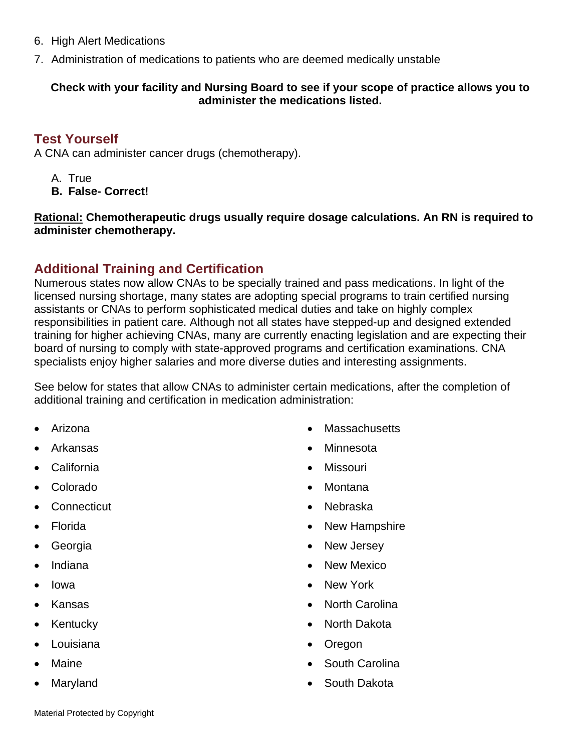6. High Alert Medications
7. Administration of medications to patients who are deemed medically unstable

**Check with your facility and Nursing Board to see if your scope of practice allows you to administer the medications listed.**

## Test Yourself

A CNA can administer cancer drugs (chemotherapy).

A. True
**B. False- Correct!**

**<u>Rational:</u> Chemotherapeutic drugs usually require dosage calculations. An RN is required to administer chemotherapy.**

## Additional Training and Certification

Numerous states now allow CNAs to be specially trained and pass medications. In light of the licensed nursing shortage, many states are adopting special programs to train certified nursing assistants or CNAs to perform sophisticated medical duties and take on highly complex responsibilities in patient care. Although not all states have stepped-up and designed extended training for higher achieving CNAs, many are currently enacting legislation and are expecting their board of nursing to comply with state-approved programs and certification examinations. CNA specialists enjoy higher salaries and more diverse duties and interesting assignments.

See below for states that allow CNAs to administer certain medications, after the completion of additional training and certification in medication administration:

- Arizona
- Arkansas
- California
- Colorado
- Connecticut
- Florida
- Georgia
- Indiana
- Iowa
- Kansas
- Kentucky
- Louisiana
- Maine
- Maryland
- Massachusetts
- Minnesota
- Missouri
- Montana
- Nebraska
- New Hampshire
- New Jersey
- New Mexico
- New York
- North Carolina
- North Dakota
- Oregon
- South Carolina
- South Dakota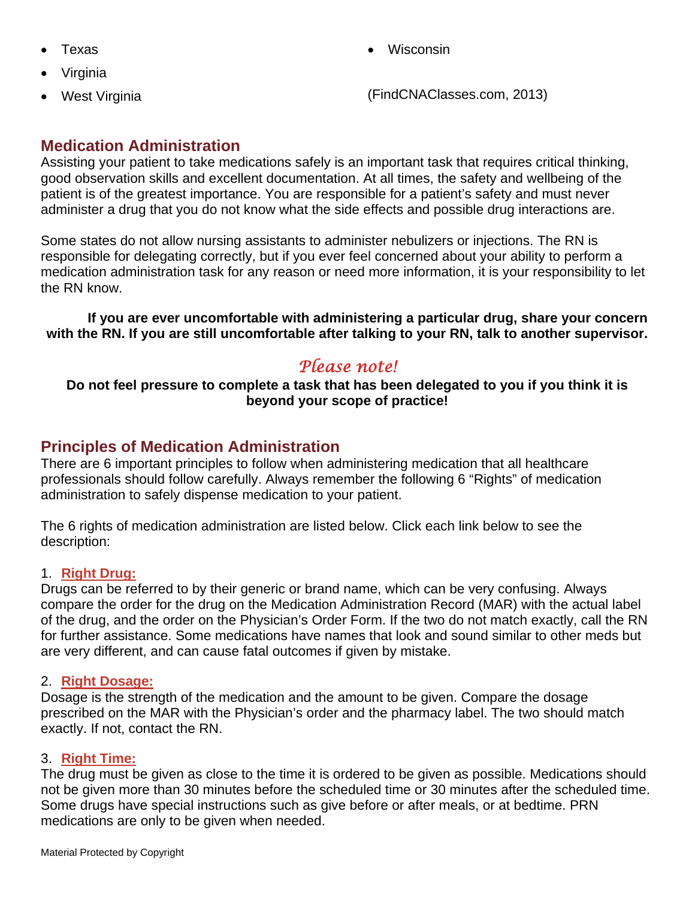- Texas
- Virginia
- West Virginia
- Wisconsin

(FindCNAClasses.com, 2013)

## Medication Administration

Assisting your patient to take medications safely is an important task that requires critical thinking, good observation skills and excellent documentation. At all times, the safety and wellbeing of the patient is of the greatest importance. You are responsible for a patient's safety and must never administer a drug that you do not know what the side effects and possible drug interactions are.

Some states do not allow nursing assistants to administer nebulizers or injections. The RN is responsible for delegating correctly, but if you ever feel concerned about your ability to perform a medication administration task for any reason or need more information, it is your responsibility to let the RN know.

**If you are ever uncomfortable with administering a particular drug, share your concern with the RN. If you are still uncomfortable after talking to your RN, talk to another supervisor.**

*Please note!*

**Do not feel pressure to complete a task that has been delegated to you if you think it is beyond your scope of practice!**

## Principles of Medication Administration

There are 6 important principles to follow when administering medication that all healthcare professionals should follow carefully. Always remember the following 6 "Rights" of medication administration to safely dispense medication to your patient.

The 6 rights of medication administration are listed below. Click each link below to see the description:

1. **Right Drug:**

Drugs can be referred to by their generic or brand name, which can be very confusing. Always compare the order for the drug on the Medication Administration Record (MAR) with the actual label of the drug, and the order on the Physician's Order Form. If the two do not match exactly, call the RN for further assistance. Some medications have names that look and sound similar to other meds but are very different, and can cause fatal outcomes if given by mistake.

2. **Right Dosage:**

Dosage is the strength of the medication and the amount to be given. Compare the dosage prescribed on the MAR with the Physician's order and the pharmacy label. The two should match exactly. If not, contact the RN.

3. **Right Time:**

The drug must be given as close to the time it is ordered to be given as possible. Medications should not be given more than 30 minutes before the scheduled time or 30 minutes after the scheduled time. Some drugs have special instructions such as give before or after meals, or at bedtime. PRN medications are only to be given when needed.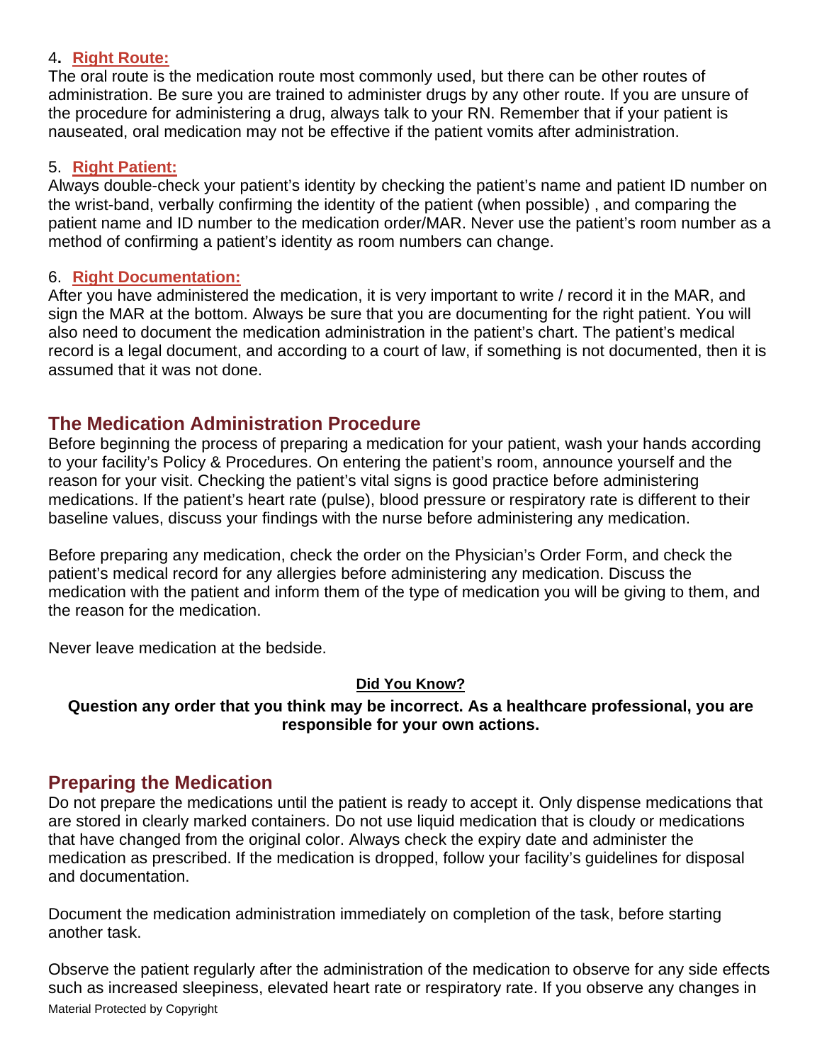4. **Right Route:**
The oral route is the medication route most commonly used, but there can be other routes of administration. Be sure you are trained to administer drugs by any other route. If you are unsure of the procedure for administering a drug, always talk to your RN. Remember that if your patient is nauseated, oral medication may not be effective if the patient vomits after administration.

5. **Right Patient:**
Always double-check your patient's identity by checking the patient's name and patient ID number on the wrist-band, verbally confirming the identity of the patient (when possible) , and comparing the patient name and ID number to the medication order/MAR. Never use the patient's room number as a method of confirming a patient's identity as room numbers can change.

6. **Right Documentation:**
After you have administered the medication, it is very important to write / record it in the MAR, and sign the MAR at the bottom. Always be sure that you are documenting for the right patient. You will also need to document the medication administration in the patient's chart. The patient's medical record is a legal document, and according to a court of law, if something is not documented, then it is assumed that it was not done.

## The Medication Administration Procedure

Before beginning the process of preparing a medication for your patient, wash your hands according to your facility's Policy & Procedures. On entering the patient's room, announce yourself and the reason for your visit. Checking the patient's vital signs is good practice before administering medications. If the patient's heart rate (pulse), blood pressure or respiratory rate is different to their baseline values, discuss your findings with the nurse before administering any medication.

Before preparing any medication, check the order on the Physician's Order Form, and check the patient's medical record for any allergies before administering any medication. Discuss the medication with the patient and inform them of the type of medication you will be giving to them, and the reason for the medication.

Never leave medication at the bedside.

**Did You Know?**

**Question any order that you think may be incorrect. As a healthcare professional, you are responsible for your own actions.**

## Preparing the Medication

Do not prepare the medications until the patient is ready to accept it. Only dispense medications that are stored in clearly marked containers. Do not use liquid medication that is cloudy or medications that have changed from the original color. Always check the expiry date and administer the medication as prescribed. If the medication is dropped, follow your facility's guidelines for disposal and documentation.

Document the medication administration immediately on completion of the task, before starting another task.

Observe the patient regularly after the administration of the medication to observe for any side effects such as increased sleepiness, elevated heart rate or respiratory rate. If you observe any changes in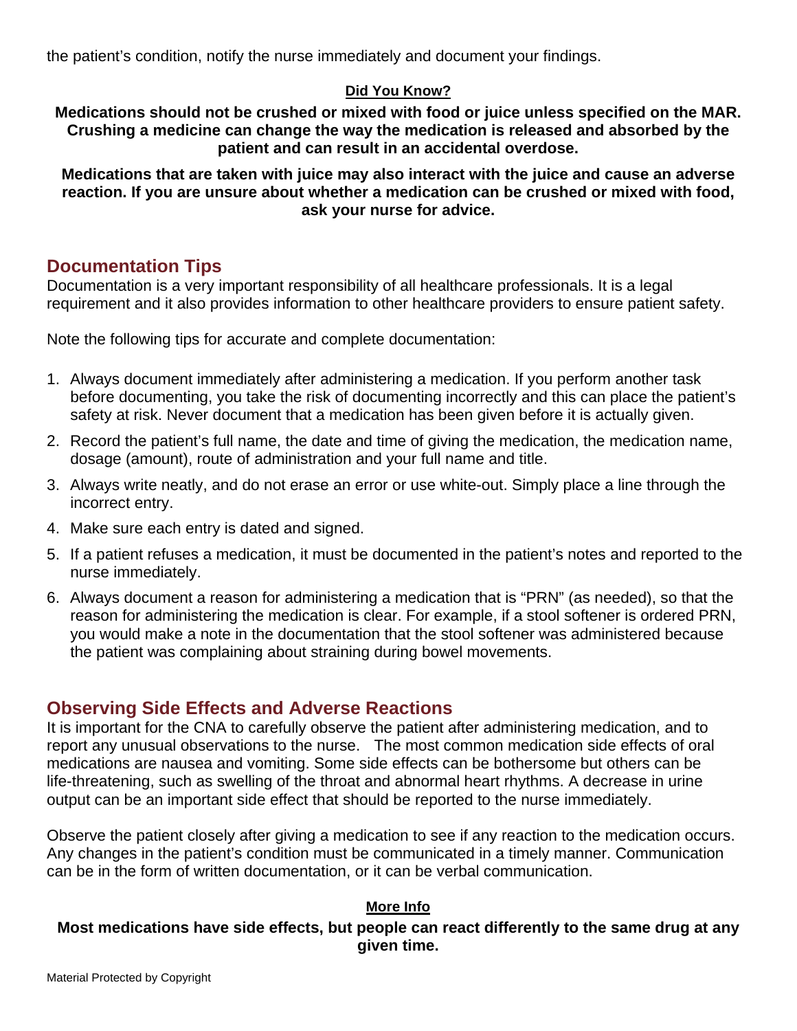the patient's condition, notify the nurse immediately and document your findings.

**Did You Know?**

**Medications should not be crushed or mixed with food or juice unless specified on the MAR. Crushing a medicine can change the way the medication is released and absorbed by the patient and can result in an accidental overdose.**

**Medications that are taken with juice may also interact with the juice and cause an adverse reaction. If you are unsure about whether a medication can be crushed or mixed with food, ask your nurse for advice.**

## Documentation Tips

Documentation is a very important responsibility of all healthcare professionals. It is a legal requirement and it also provides information to other healthcare providers to ensure patient safety.

Note the following tips for accurate and complete documentation:

1. Always document immediately after administering a medication. If you perform another task before documenting, you take the risk of documenting incorrectly and this can place the patient's safety at risk. Never document that a medication has been given before it is actually given.
2. Record the patient's full name, the date and time of giving the medication, the medication name, dosage (amount), route of administration and your full name and title.
3. Always write neatly, and do not erase an error or use white-out. Simply place a line through the incorrect entry.
4. Make sure each entry is dated and signed.
5. If a patient refuses a medication, it must be documented in the patient's notes and reported to the nurse immediately.
6. Always document a reason for administering a medication that is "PRN" (as needed), so that the reason for administering the medication is clear. For example, if a stool softener is ordered PRN, you would make a note in the documentation that the stool softener was administered because the patient was complaining about straining during bowel movements.

## Observing Side Effects and Adverse Reactions

It is important for the CNA to carefully observe the patient after administering medication, and to report any unusual observations to the nurse. The most common medication side effects of oral medications are nausea and vomiting. Some side effects can be bothersome but others can be life-threatening, such as swelling of the throat and abnormal heart rhythms. A decrease in urine output can be an important side effect that should be reported to the nurse immediately.

Observe the patient closely after giving a medication to see if any reaction to the medication occurs. Any changes in the patient's condition must be communicated in a timely manner. Communication can be in the form of written documentation, or it can be verbal communication.

**More Info**

**Most medications have side effects, but people can react differently to the same drug at any given time.**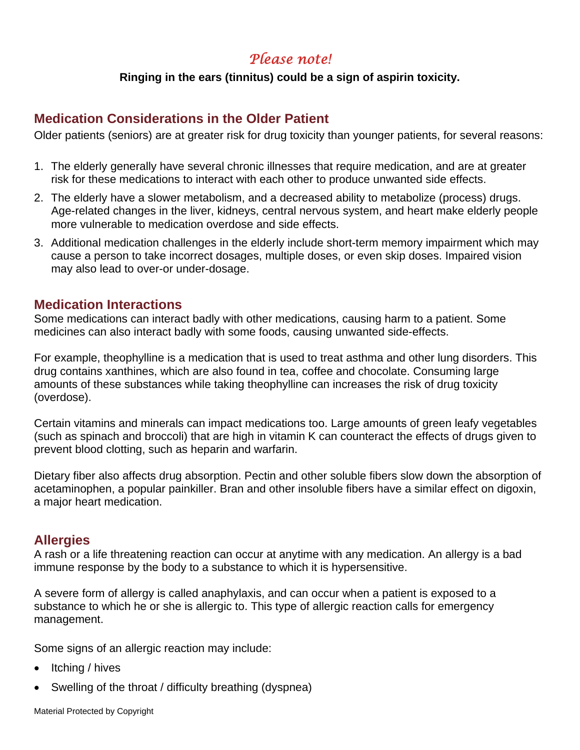*Please note!*

**Ringing in the ears (tinnitus) could be a sign of aspirin toxicity.**

## Medication Considerations in the Older Patient

Older patients (seniors) are at greater risk for drug toxicity than younger patients, for several reasons:

1. The elderly generally have several chronic illnesses that require medication, and are at greater risk for these medications to interact with each other to produce unwanted side effects.
2. The elderly have a slower metabolism, and a decreased ability to metabolize (process) drugs. Age-related changes in the liver, kidneys, central nervous system, and heart make elderly people more vulnerable to medication overdose and side effects.
3. Additional medication challenges in the elderly include short-term memory impairment which may cause a person to take incorrect dosages, multiple doses, or even skip doses. Impaired vision may also lead to over-or under-dosage.

## Medication Interactions

Some medications can interact badly with other medications, causing harm to a patient. Some medicines can also interact badly with some foods, causing unwanted side-effects.

For example, theophylline is a medication that is used to treat asthma and other lung disorders. This drug contains xanthines, which are also found in tea, coffee and chocolate. Consuming large amounts of these substances while taking theophylline can increases the risk of drug toxicity (overdose).

Certain vitamins and minerals can impact medications too. Large amounts of green leafy vegetables (such as spinach and broccoli) that are high in vitamin K can counteract the effects of drugs given to prevent blood clotting, such as heparin and warfarin.

Dietary fiber also affects drug absorption. Pectin and other soluble fibers slow down the absorption of acetaminophen, a popular painkiller. Bran and other insoluble fibers have a similar effect on digoxin, a major heart medication.

## Allergies

A rash or a life threatening reaction can occur at anytime with any medication. An allergy is a bad immune response by the body to a substance to which it is hypersensitive.

A severe form of allergy is called anaphylaxis, and can occur when a patient is exposed to a substance to which he or she is allergic to. This type of allergic reaction calls for emergency management.

Some signs of an allergic reaction may include:

- Itching / hives
- Swelling of the throat / difficulty breathing (dyspnea)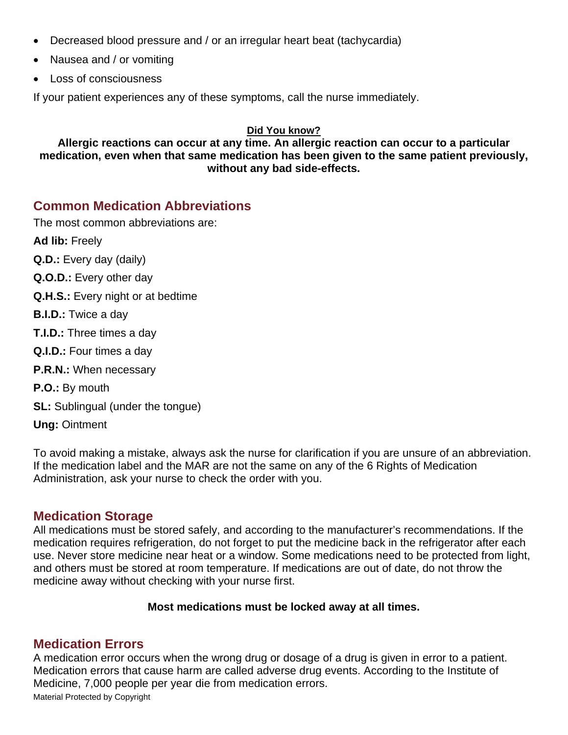- Decreased blood pressure and / or an irregular heart beat (tachycardia)
- Nausea and / or vomiting
- Loss of consciousness

If your patient experiences any of these symptoms, call the nurse immediately.

**Did You know?**

**Allergic reactions can occur at any time. An allergic reaction can occur to a particular medication, even when that same medication has been given to the same patient previously, without any bad side-effects.**

## Common Medication Abbreviations

The most common abbreviations are:

**Ad lib:** Freely

**Q.D.:** Every day (daily)

**Q.O.D.:** Every other day

**Q.H.S.:** Every night or at bedtime

**B.I.D.:** Twice a day

**T.I.D.:** Three times a day

**Q.I.D.:** Four times a day

**P.R.N.:** When necessary

**P.O.:** By mouth

**SL:** Sublingual (under the tongue)

**Ung:** Ointment

To avoid making a mistake, always ask the nurse for clarification if you are unsure of an abbreviation. If the medication label and the MAR are not the same on any of the 6 Rights of Medication Administration, ask your nurse to check the order with you.

## Medication Storage

All medications must be stored safely, and according to the manufacturer's recommendations. If the medication requires refrigeration, do not forget to put the medicine back in the refrigerator after each use. Never store medicine near heat or a window. Some medications need to be protected from light, and others must be stored at room temperature. If medications are out of date, do not throw the medicine away without checking with your nurse first.

**Most medications must be locked away at all times.**

## Medication Errors

A medication error occurs when the wrong drug or dosage of a drug is given in error to a patient. Medication errors that cause harm are called adverse drug events. According to the Institute of Medicine, 7,000 people per year die from medication errors.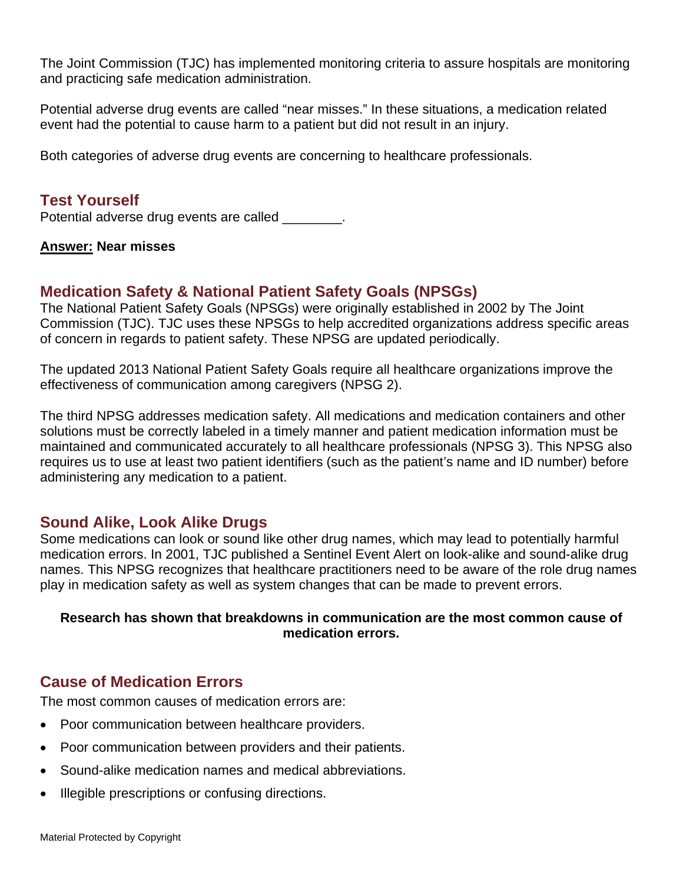The Joint Commission (TJC) has implemented monitoring criteria to assure hospitals are monitoring and practicing safe medication administration.

Potential adverse drug events are called "near misses." In these situations, a medication related event had the potential to cause harm to a patient but did not result in an injury.

Both categories of adverse drug events are concerning to healthcare professionals.

## Test Yourself

Potential adverse drug events are called ________.

**Answer: Near misses**

## Medication Safety & National Patient Safety Goals (NPSGs)

The National Patient Safety Goals (NPSGs) were originally established in 2002 by The Joint Commission (TJC). TJC uses these NPSGs to help accredited organizations address specific areas of concern in regards to patient safety. These NPSG are updated periodically.

The updated 2013 National Patient Safety Goals require all healthcare organizations improve the effectiveness of communication among caregivers (NPSG 2).

The third NPSG addresses medication safety. All medications and medication containers and other solutions must be correctly labeled in a timely manner and patient medication information must be maintained and communicated accurately to all healthcare professionals (NPSG 3). This NPSG also requires us to use at least two patient identifiers (such as the patient's name and ID number) before administering any medication to a patient.

## Sound Alike, Look Alike Drugs

Some medications can look or sound like other drug names, which may lead to potentially harmful medication errors. In 2001, TJC published a Sentinel Event Alert on look-alike and sound-alike drug names. This NPSG recognizes that healthcare practitioners need to be aware of the role drug names play in medication safety as well as system changes that can be made to prevent errors.

**Research has shown that breakdowns in communication are the most common cause of medication errors.**

## Cause of Medication Errors

The most common causes of medication errors are:

- Poor communication between healthcare providers.
- Poor communication between providers and their patients.
- Sound-alike medication names and medical abbreviations.
- Illegible prescriptions or confusing directions.

Material Protected by Copyright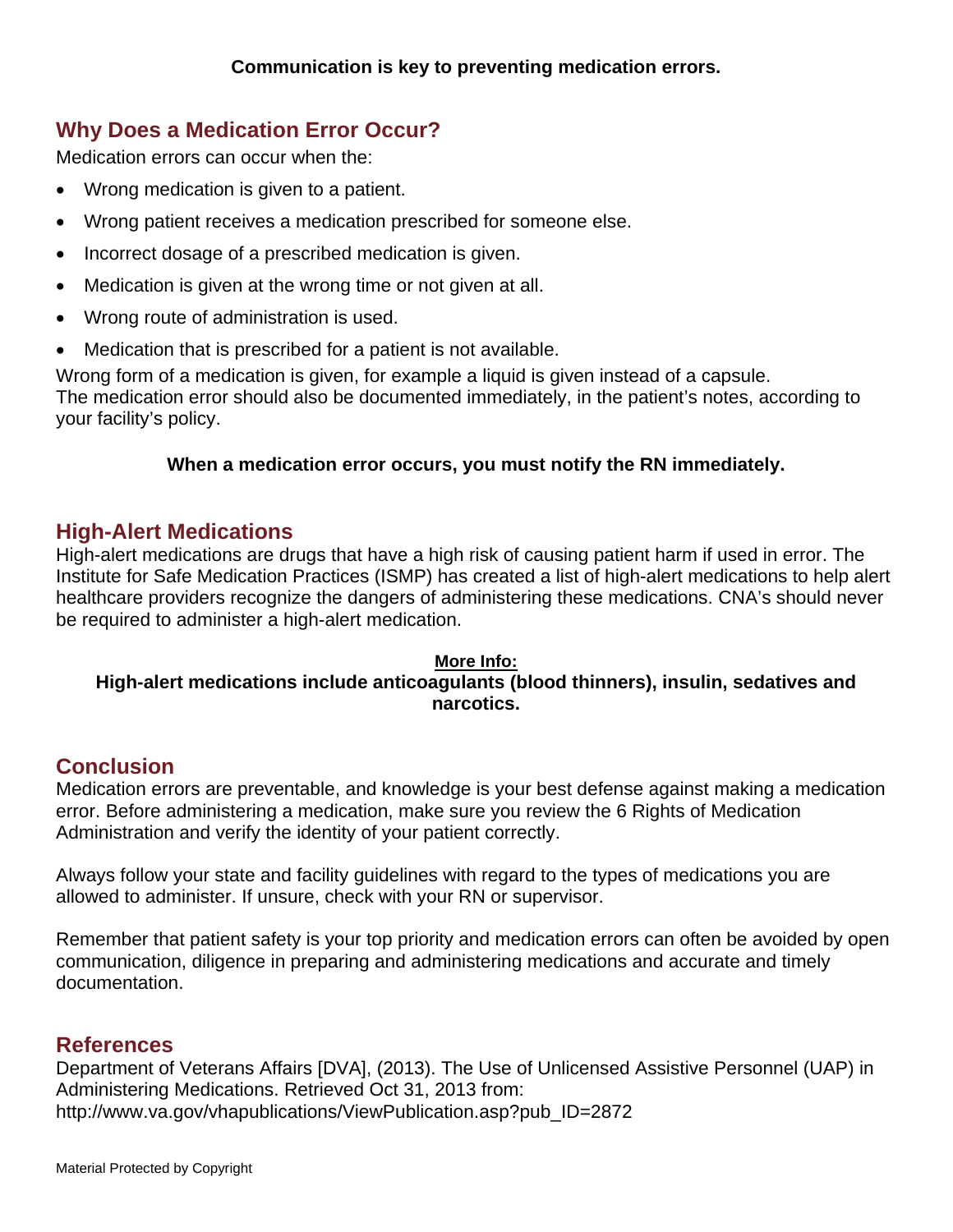**Communication is key to preventing medication errors.**

## Why Does a Medication Error Occur?

Medication errors can occur when the:

- Wrong medication is given to a patient.
- Wrong patient receives a medication prescribed for someone else.
- Incorrect dosage of a prescribed medication is given.
- Medication is given at the wrong time or not given at all.
- Wrong route of administration is used.
- Medication that is prescribed for a patient is not available.

Wrong form of a medication is given, for example a liquid is given instead of a capsule.
The medication error should also be documented immediately, in the patient's notes, according to your facility's policy.

**When a medication error occurs, you must notify the RN immediately.**

## High-Alert Medications

High-alert medications are drugs that have a high risk of causing patient harm if used in error. The Institute for Safe Medication Practices (ISMP) has created a list of high-alert medications to help alert healthcare providers recognize the dangers of administering these medications. CNA's should never be required to administer a high-alert medication.

**More Info:**
**High-alert medications include anticoagulants (blood thinners), insulin, sedatives and narcotics.**

## Conclusion

Medication errors are preventable, and knowledge is your best defense against making a medication error. Before administering a medication, make sure you review the 6 Rights of Medication Administration and verify the identity of your patient correctly.

Always follow your state and facility guidelines with regard to the types of medications you are allowed to administer. If unsure, check with your RN or supervisor.

Remember that patient safety is your top priority and medication errors can often be avoided by open communication, diligence in preparing and administering medications and accurate and timely documentation.

## References

Department of Veterans Affairs [DVA], (2013). The Use of Unlicensed Assistive Personnel (UAP) in Administering Medications. Retrieved Oct 31, 2013 from: http://www.va.gov/vhapublications/ViewPublication.asp?pub_ID=2872

Material Protected by Copyright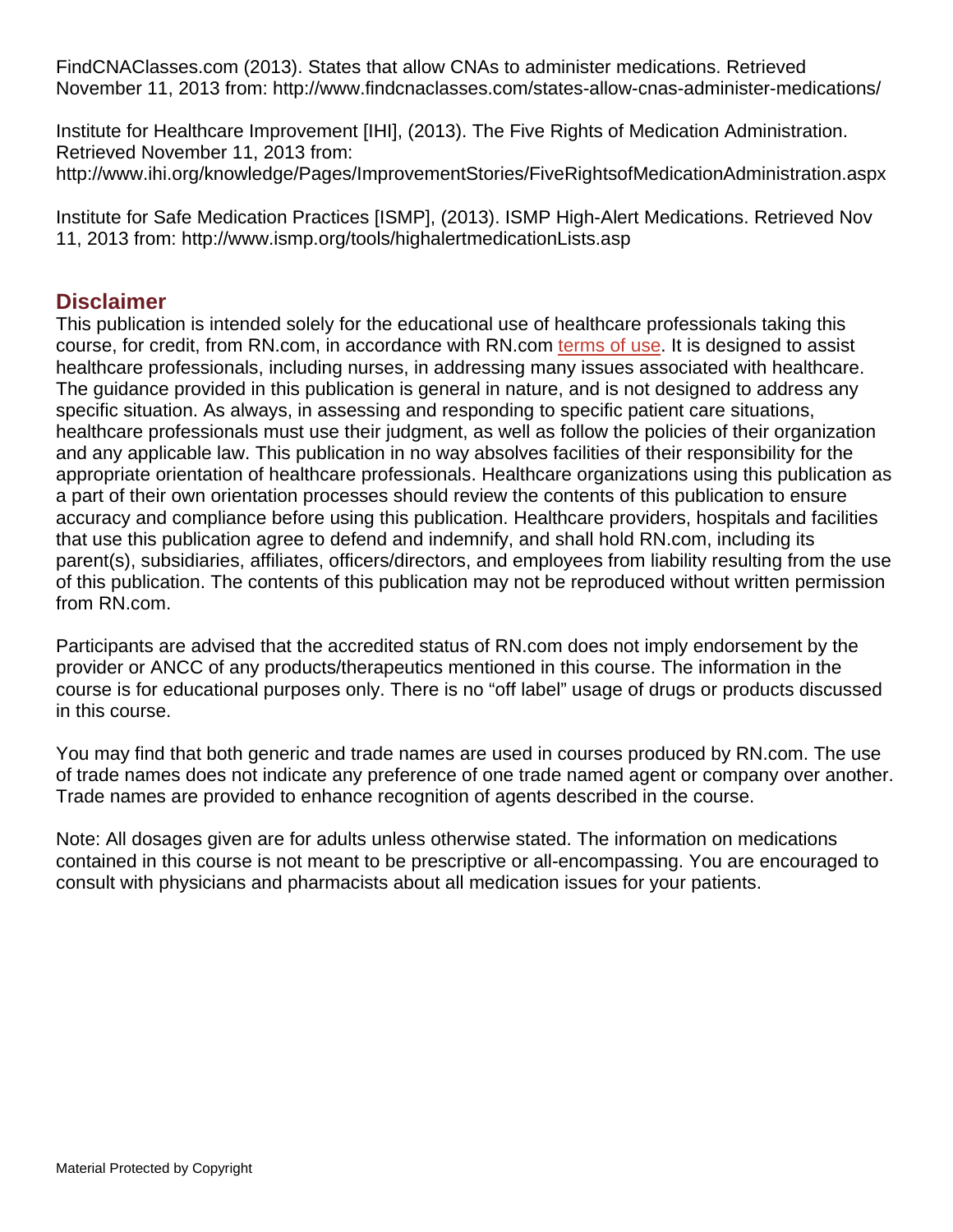FindCNAClasses.com (2013). States that allow CNAs to administer medications. Retrieved November 11, 2013 from: http://www.findcnaclasses.com/states-allow-cnas-administer-medications/

Institute for Healthcare Improvement [IHI], (2013). The Five Rights of Medication Administration. Retrieved November 11, 2013 from: http://www.ihi.org/knowledge/Pages/ImprovementStories/FiveRightsofMedicationAdministration.aspx

Institute for Safe Medication Practices [ISMP], (2013). ISMP High-Alert Medications. Retrieved Nov 11, 2013 from: http://www.ismp.org/tools/highalertmedicationLists.asp

## Disclaimer

This publication is intended solely for the educational use of healthcare professionals taking this course, for credit, from RN.com, in accordance with RN.com terms of use. It is designed to assist healthcare professionals, including nurses, in addressing many issues associated with healthcare. The guidance provided in this publication is general in nature, and is not designed to address any specific situation. As always, in assessing and responding to specific patient care situations, healthcare professionals must use their judgment, as well as follow the policies of their organization and any applicable law. This publication in no way absolves facilities of their responsibility for the appropriate orientation of healthcare professionals. Healthcare organizations using this publication as a part of their own orientation processes should review the contents of this publication to ensure accuracy and compliance before using this publication. Healthcare providers, hospitals and facilities that use this publication agree to defend and indemnify, and shall hold RN.com, including its parent(s), subsidiaries, affiliates, officers/directors, and employees from liability resulting from the use of this publication. The contents of this publication may not be reproduced without written permission from RN.com.

Participants are advised that the accredited status of RN.com does not imply endorsement by the provider or ANCC of any products/therapeutics mentioned in this course. The information in the course is for educational purposes only. There is no "off label" usage of drugs or products discussed in this course.

You may find that both generic and trade names are used in courses produced by RN.com. The use of trade names does not indicate any preference of one trade named agent or company over another. Trade names are provided to enhance recognition of agents described in the course.

Note: All dosages given are for adults unless otherwise stated. The information on medications contained in this course is not meant to be prescriptive or all-encompassing. You are encouraged to consult with physicians and pharmacists about all medication issues for your patients.